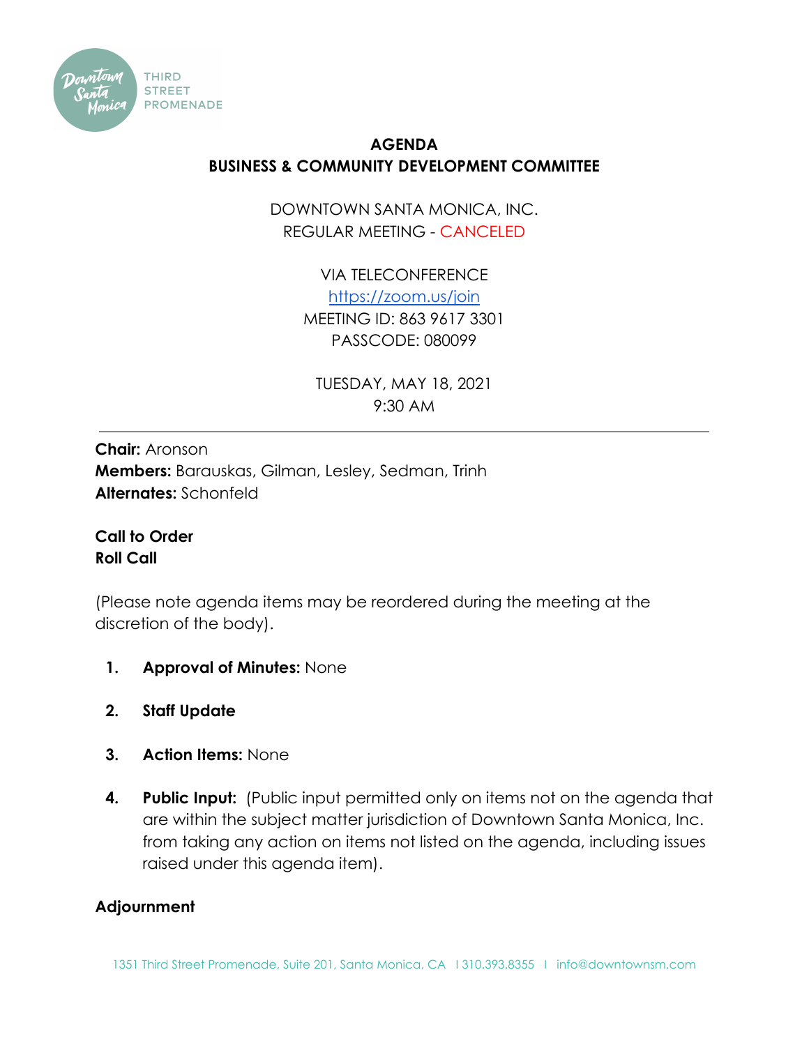Downtown Santa Monica THIRD STREET PROMENADE

# AGENDA
## BUSINESS & COMMUNITY DEVELOPMENT COMMITTEE

DOWNTOWN SANTA MONICA, INC.
REGULAR MEETING - CANCELED

VIA TELECONFERENCE
https://zoom.us/join
MEETING ID: 863 9617 3301
PASSCODE: 080099

TUESDAY, MAY 18, 2021
9:30 AM

---

**Chair:** Aronson
**Members:** Barauskas, Gilman, Lesley, Sedman, Trinh
**Alternates:** Schonfeld

**Call to Order**
**Roll Call**

(Please note agenda items may be reordered during the meeting at the discretion of the body).

1. **Approval of Minutes:** None

2. **Staff Update**

3. **Action Items:** None

4. **Public Input:** (Public input permitted only on items not on the agenda that are within the subject matter jurisdiction of Downtown Santa Monica, Inc. from taking any action on items not listed on the agenda, including issues raised under this agenda item).

**Adjournment**

1351 Third Street Promenade, Suite 201, Santa Monica, CA | 310.393.8355 | info@downtownsm.com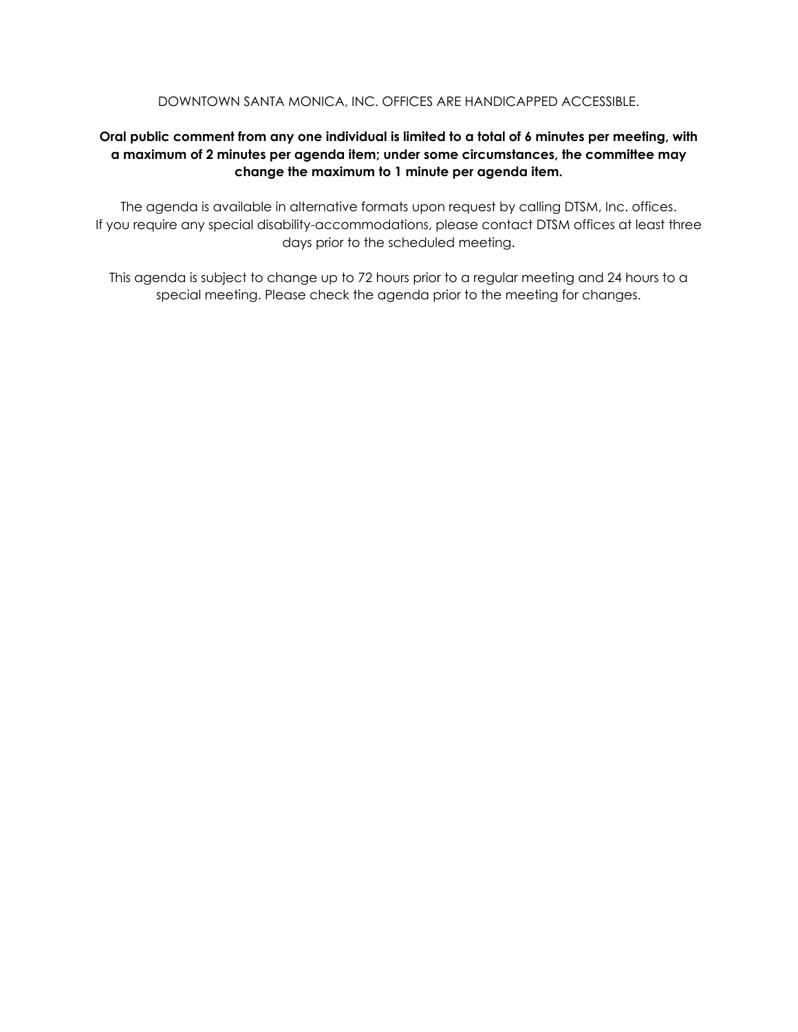DOWNTOWN SANTA MONICA, INC. OFFICES ARE HANDICAPPED ACCESSIBLE.

**Oral public comment from any one individual is limited to a total of 6 minutes per meeting, with a maximum of 2 minutes per agenda item; under some circumstances, the committee may change the maximum to 1 minute per agenda item.**

The agenda is available in alternative formats upon request by calling DTSM, Inc. offices.
If you require any special disability-accommodations, please contact DTSM offices at least three days prior to the scheduled meeting.

This agenda is subject to change up to 72 hours prior to a regular meeting and 24 hours to a special meeting. Please check the agenda prior to the meeting for changes.